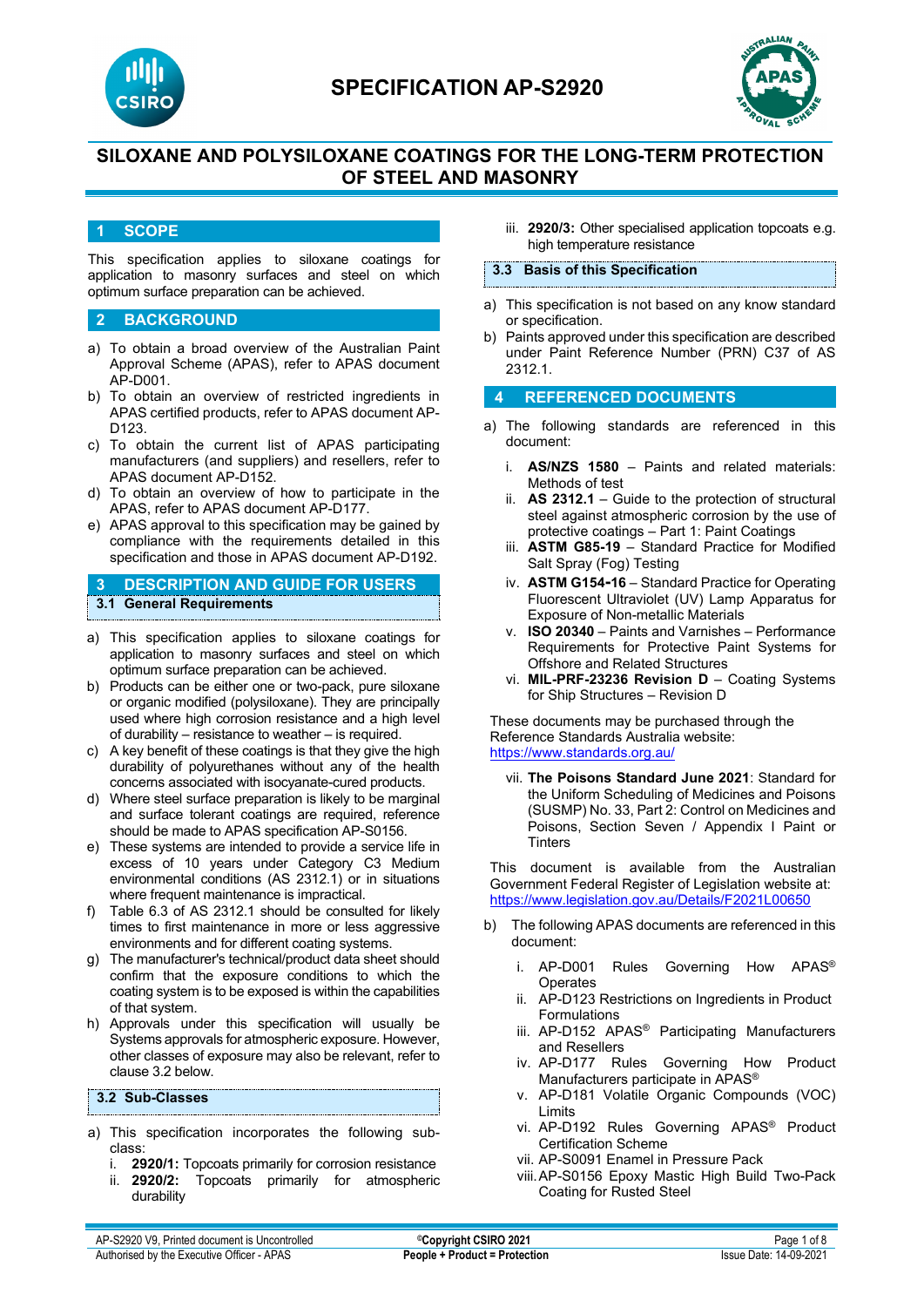# SPECIFICATION AP-S2920

## SILOXANE AND POLYSILOXANE COATINGS FOR THE LONG-TERM PROTECTION OF STEEL AND MASONRY

## 1 SCOPE

This specification applies to siloxane coatings for application to masonry surfaces and steel on which optimum surface preparation can be achieved.

## 2 BACKGROUND

a) To obtain a broad overview of the Australian Paint Approval Scheme (APAS), refer to APAS document AP-D001.
b) To obtain an overview of restricted ingredients in APAS certified products, refer to APAS document AP-D123.
c) To obtain the current list of APAS participating manufacturers (and suppliers) and resellers, refer to APAS document AP-D152.
d) To obtain an overview of how to participate in the APAS, refer to APAS document AP-D177.
e) APAS approval to this specification may be gained by compliance with the requirements detailed in this specification and those in APAS document AP-D192.

## 3 DESCRIPTION AND GUIDE FOR USERS

### 3.1 General Requirements

a) This specification applies to siloxane coatings for application to masonry surfaces and steel on which optimum surface preparation can be achieved.
b) Products can be either one or two-pack, pure siloxane or organic modified (polysiloxane). They are principally used where high corrosion resistance and a high level of durability – resistance to weather – is required.
c) A key benefit of these coatings is that they give the high durability of polyurethanes without any of the health concerns associated with isocyanate-cured products.
d) Where steel surface preparation is likely to be marginal and surface tolerant coatings are required, reference should be made to APAS specification AP-S0156.
e) These systems are intended to provide a service life in excess of 10 years under Category C3 Medium environmental conditions (AS 2312.1) or in situations where frequent maintenance is impractical.
f) Table 6.3 of AS 2312.1 should be consulted for likely times to first maintenance in more or less aggressive environments and for different coating systems.
g) The manufacturer's technical/product data sheet should confirm that the exposure conditions to which the coating system is to be exposed is within the capabilities of that system.
h) Approvals under this specification will usually be Systems approvals for atmospheric exposure. However, other classes of exposure may also be relevant, refer to clause 3.2 below.

### 3.2 Sub-Classes

a) This specification incorporates the following sub-class:
   i. **2920/1:** Topcoats primarily for corrosion resistance
   ii. **2920/2:** Topcoats primarily for atmospheric durability
   iii. **2920/3:** Other specialised application topcoats e.g. high temperature resistance

### 3.3 Basis of this Specification

a) This specification is not based on any know standard or specification.
b) Paints approved under this specification are described under Paint Reference Number (PRN) C37 of AS 2312.1.

## 4 REFERENCED DOCUMENTS

a) The following standards are referenced in this document:
   i. **AS/NZS 1580** – Paints and related materials: Methods of test
   ii. **AS 2312.1** – Guide to the protection of structural steel against atmospheric corrosion by the use of protective coatings – Part 1: Paint Coatings
   iii. **ASTM G85-19** – Standard Practice for Modified Salt Spray (Fog) Testing
   iv. **ASTM G154-16** – Standard Practice for Operating Fluorescent Ultraviolet (UV) Lamp Apparatus for Exposure of Non-metallic Materials
   v. **ISO 20340** – Paints and Varnishes – Performance Requirements for Protective Paint Systems for Offshore and Related Structures
   vi. **MIL-PRF-23236 Revision D** – Coating Systems for Ship Structures – Revision D

   These documents may be purchased through the Reference Standards Australia website: https://www.standards.org.au/

   vii. **The Poisons Standard June 2021**: Standard for the Uniform Scheduling of Medicines and Poisons (SUSMP) No. 33, Part 2: Control on Medicines and Poisons, Section Seven / Appendix I Paint or Tinters

   This document is available from the Australian Government Federal Register of Legislation website at: https://www.legislation.gov.au/Details/F2021L00650

b) The following APAS documents are referenced in this document:
   i. AP-D001 Rules Governing How APAS® Operates
   ii. AP-D123 Restrictions on Ingredients in Product Formulations
   iii. AP-D152 APAS® Participating Manufacturers and Resellers
   iv. AP-D177 Rules Governing How Product Manufacturers participate in APAS®
   v. AP-D181 Volatile Organic Compounds (VOC) Limits
   vi. AP-D192 Rules Governing APAS® Product Certification Scheme
   vii. AP-S0091 Enamel in Pressure Pack
   viii. AP-S0156 Epoxy Mastic High Build Two-Pack Coating for Rusted Steel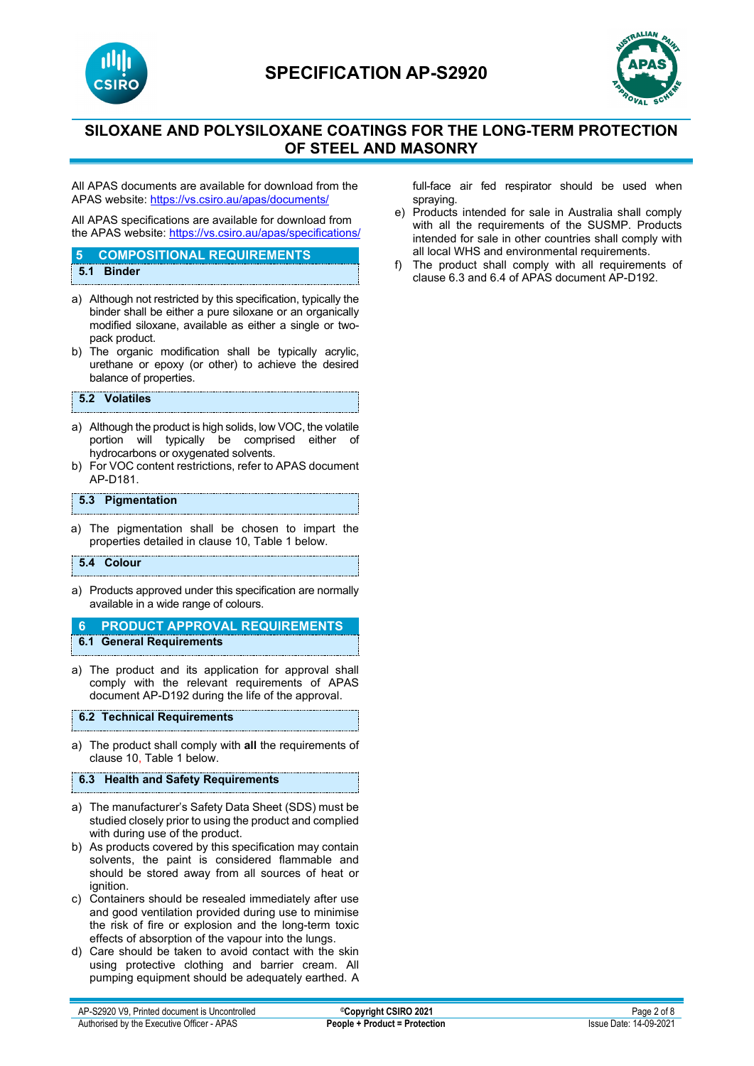# SILOXANE AND POLYSILOXANE COATINGS FOR THE LONG-TERM PROTECTION OF STEEL AND MASONRY

All APAS documents are available for download from the APAS website: https://vs.csiro.au/apas/documents/

All APAS specifications are available for download from the APAS website: https://vs.csiro.au/apas/specifications/

## 5 COMPOSITIONAL REQUIREMENTS

### 5.1 Binder

a) Although not restricted by this specification, typically the binder shall be either a pure siloxane or an organically modified siloxane, available as either a single or two-pack product.
b) The organic modification shall be typically acrylic, urethane or epoxy (or other) to achieve the desired balance of properties.

### 5.2 Volatiles

a) Although the product is high solids, low VOC, the volatile portion will typically be comprised either of hydrocarbons or oxygenated solvents.
b) For VOC content restrictions, refer to APAS document AP-D181.

### 5.3 Pigmentation

a) The pigmentation shall be chosen to impart the properties detailed in clause 10, Table 1 below.

### 5.4 Colour

a) Products approved under this specification are normally available in a wide range of colours.

## 6 PRODUCT APPROVAL REQUIREMENTS

### 6.1 General Requirements

a) The product and its application for approval shall comply with the relevant requirements of APAS document AP-D192 during the life of the approval.

### 6.2 Technical Requirements

a) The product shall comply with **all** the requirements of clause 10, Table 1 below.

### 6.3 Health and Safety Requirements

a) The manufacturer's Safety Data Sheet (SDS) must be studied closely prior to using the product and complied with during use of the product.
b) As products covered by this specification may contain solvents, the paint is considered flammable and should be stored away from all sources of heat or ignition.
c) Containers should be resealed immediately after use and good ventilation provided during use to minimise the risk of fire or explosion and the long-term toxic effects of absorption of the vapour into the lungs.
d) Care should be taken to avoid contact with the skin using protective clothing and barrier cream. All pumping equipment should be adequately earthed. A full-face air fed respirator should be used when spraying.
e) Products intended for sale in Australia shall comply with all the requirements of the SUSMP. Products intended for sale in other countries shall comply with all local WHS and environmental requirements.
f) The product shall comply with all requirements of clause 6.3 and 6.4 of APAS document AP-D192.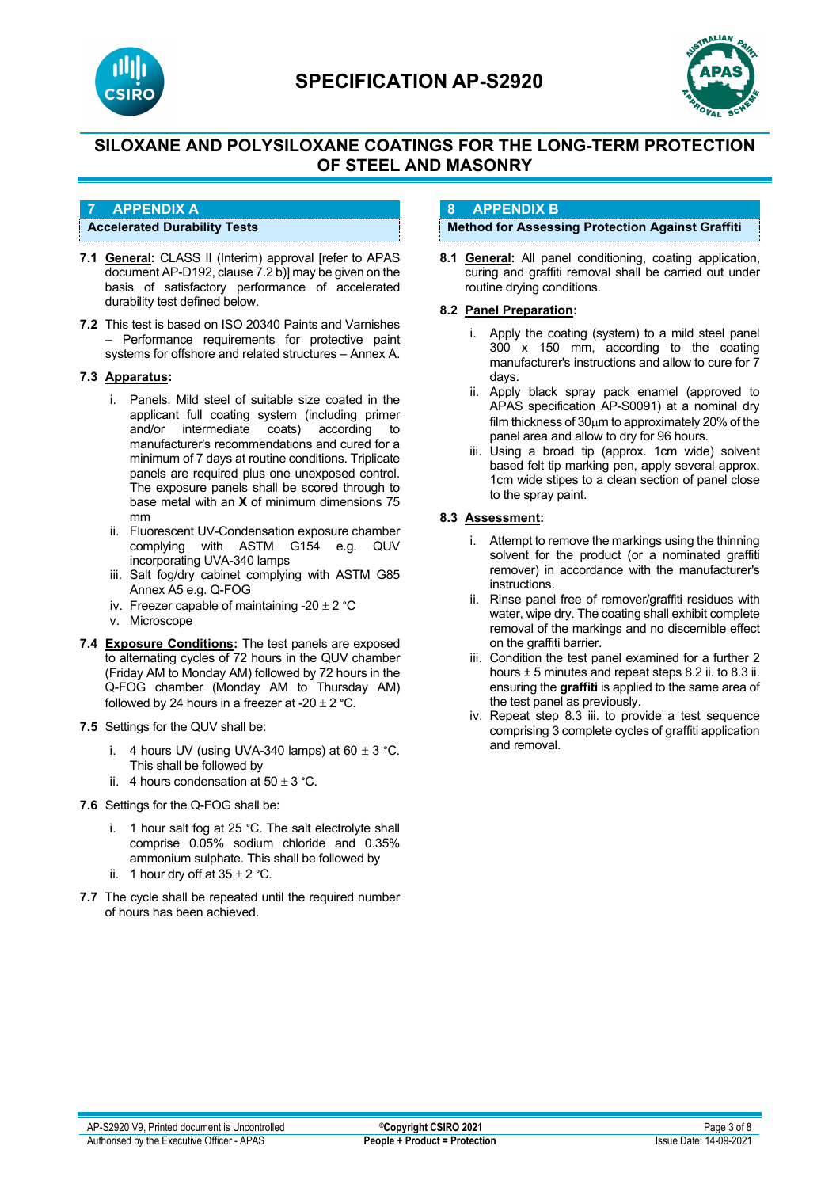## 7 APPENDIX A

### Accelerated Durability Tests

**7.1** **General:** CLASS II (Interim) approval [refer to APAS document AP-D192, clause 7.2 b)] may be given on the basis of satisfactory performance of accelerated durability test defined below.

**7.2** This test is based on ISO 20340 Paints and Varnishes – Performance requirements for protective paint systems for offshore and related structures – Annex A.

**7.3** **Apparatus:**

i. Panels: Mild steel of suitable size coated in the applicant full coating system (including primer and/or intermediate coats) according to manufacturer's recommendations and cured for a minimum of 7 days at routine conditions. Triplicate panels are required plus one unexposed control. The exposure panels shall be scored through to base metal with an **X** of minimum dimensions 75 mm

ii. Fluorescent UV-Condensation exposure chamber complying with ASTM G154 e.g. QUV incorporating UVA-340 lamps

iii. Salt fog/dry cabinet complying with ASTM G85 Annex A5 e.g. Q-FOG

iv. Freezer capable of maintaining -20 ± 2 °C

v. Microscope

**7.4** **Exposure Conditions:** The test panels are exposed to alternating cycles of 72 hours in the QUV chamber (Friday AM to Monday AM) followed by 72 hours in the Q-FOG chamber (Monday AM to Thursday AM) followed by 24 hours in a freezer at -20 ± 2 °C.

**7.5** Settings for the QUV shall be:

i. 4 hours UV (using UVA-340 lamps) at 60 ± 3 °C. This shall be followed by

ii. 4 hours condensation at 50 ± 3 °C.

**7.6** Settings for the Q-FOG shall be:

i. 1 hour salt fog at 25 °C. The salt electrolyte shall comprise 0.05% sodium chloride and 0.35% ammonium sulphate. This shall be followed by

ii. 1 hour dry off at 35 ± 2 °C.

**7.7** The cycle shall be repeated until the required number of hours has been achieved.

## 8 APPENDIX B

### Method for Assessing Protection Against Graffiti

**8.1** **General:** All panel conditioning, coating application, curing and graffiti removal shall be carried out under routine drying conditions.

**8.2** **Panel Preparation:**

i. Apply the coating (system) to a mild steel panel 300 x 150 mm, according to the coating manufacturer's instructions and allow to cure for 7 days.

ii. Apply black spray pack enamel (approved to APAS specification AP-S0091) at a nominal dry film thickness of 30μm to approximately 20% of the panel area and allow to dry for 96 hours.

iii. Using a broad tip (approx. 1cm wide) solvent based felt tip marking pen, apply several approx. 1cm wide stipes to a clean section of panel close to the spray paint.

**8.3** **Assessment:**

i. Attempt to remove the markings using the thinning solvent for the product (or a nominated graffiti remover) in accordance with the manufacturer's instructions.

ii. Rinse panel free of remover/graffiti residues with water, wipe dry. The coating shall exhibit complete removal of the markings and no discernible effect on the graffiti barrier.

iii. Condition the test panel examined for a further 2 hours ± 5 minutes and repeat steps 8.2 ii. to 8.3 ii. ensuring the **graffiti** is applied to the same area of the test panel as previously.

iv. Repeat step 8.3 iii. to provide a test sequence comprising 3 complete cycles of graffiti application and removal.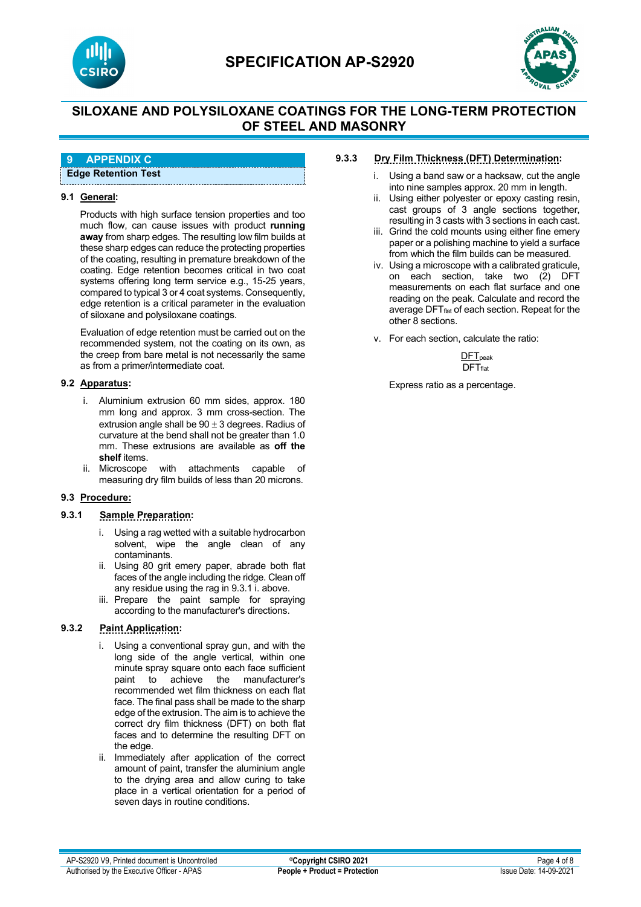## 9 APPENDIX C

**Edge Retention Test**

### 9.1 General:

Products with high surface tension properties and too much flow, can cause issues with product **running away** from sharp edges. The resulting low film builds at these sharp edges can reduce the protecting properties of the coating, resulting in premature breakdown of the coating. Edge retention becomes critical in two coat systems offering long term service e.g., 15-25 years, compared to typical 3 or 4 coat systems. Consequently, edge retention is a critical parameter in the evaluation of siloxane and polysiloxane coatings.

Evaluation of edge retention must be carried out on the recommended system, not the coating on its own, as the creep from bare metal is not necessarily the same as from a primer/intermediate coat.

### 9.2 Apparatus:

i. Aluminium extrusion 60 mm sides, approx. 180 mm long and approx. 3 mm cross-section. The extrusion angle shall be 90 ± 3 degrees. Radius of curvature at the bend shall not be greater than 1.0 mm. These extrusions are available as **off the shelf** items.

ii. Microscope with attachments capable of measuring dry film builds of less than 20 microns.

### 9.3 Procedure:

#### 9.3.1 Sample Preparation:

i. Using a rag wetted with a suitable hydrocarbon solvent, wipe the angle clean of any contaminants.

ii. Using 80 grit emery paper, abrade both flat faces of the angle including the ridge. Clean off any residue using the rag in 9.3.1 i. above.

iii. Prepare the paint sample for spraying according to the manufacturer's directions.

#### 9.3.2 Paint Application:

i. Using a conventional spray gun, and with the long side of the angle vertical, within one minute spray square onto each face sufficient paint to achieve the manufacturer's recommended wet film thickness on each flat face. The final pass shall be made to the sharp edge of the extrusion. The aim is to achieve the correct dry film thickness (DFT) on both flat faces and to determine the resulting DFT on the edge.

ii. Immediately after application of the correct amount of paint, transfer the aluminium angle to the drying area and allow curing to take place in a vertical orientation for a period of seven days in routine conditions.

#### 9.3.3 Dry Film Thickness (DFT) Determination:

i. Using a band saw or a hacksaw, cut the angle into nine samples approx. 20 mm in length.

ii. Using either polyester or epoxy casting resin, cast groups of 3 angle sections together, resulting in 3 casts with 3 sections in each cast.

iii. Grind the cold mounts using either fine emery paper or a polishing machine to yield a surface from which the film builds can be measured.

iv. Using a microscope with a calibrated graticule, on each section, take two (2) DFT measurements on each flat surface and one reading on the peak. Calculate and record the average $DFT_{flat}$ of each section. Repeat for the other 8 sections.

v. For each section, calculate the ratio:

$$\frac{DFT_{peak}}{DFT_{flat}}$$

Express ratio as a percentage.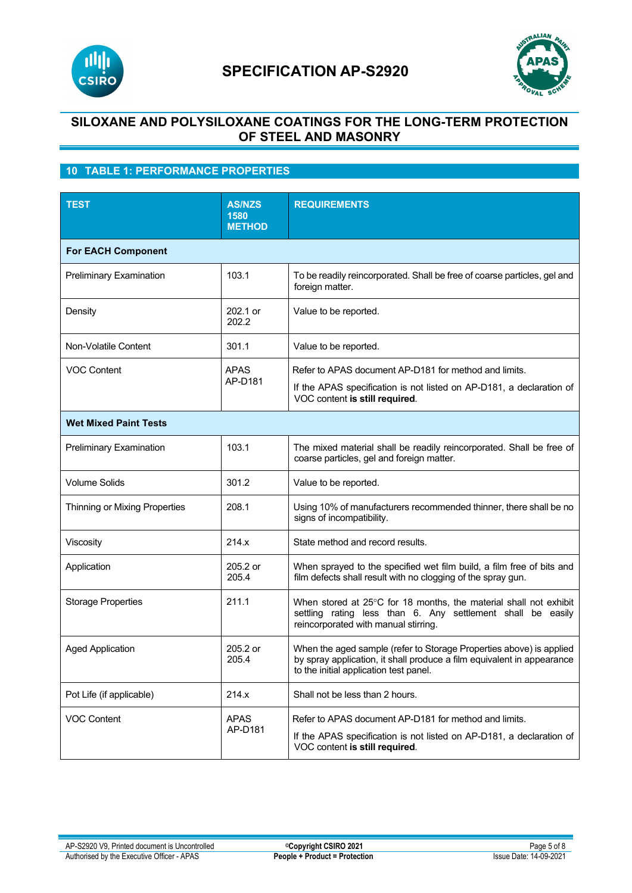# SPECIFICATION AP-S2920

## SILOXANE AND POLYSILOXANE COATINGS FOR THE LONG-TERM PROTECTION OF STEEL AND MASONRY

## 10 TABLE 1: PERFORMANCE PROPERTIES

| TEST | AS/NZS 1580 METHOD | REQUIREMENTS |
|---|---|---|
| **For EACH Component** | | |
| Preliminary Examination | 103.1 | To be readily reincorporated. Shall be free of coarse particles, gel and foreign matter. |
| Density | 202.1 or 202.2 | Value to be reported. |
| Non-Volatile Content | 301.1 | Value to be reported. |
| VOC Content | APAS AP-D181 | Refer to APAS document AP-D181 for method and limits. If the APAS specification is not listed on AP-D181, a declaration of VOC content **is still required**. |
| **Wet Mixed Paint Tests** | | |
| Preliminary Examination | 103.1 | The mixed material shall be readily reincorporated. Shall be free of coarse particles, gel and foreign matter. |
| Volume Solids | 301.2 | Value to be reported. |
| Thinning or Mixing Properties | 208.1 | Using 10% of manufacturers recommended thinner, there shall be no signs of incompatibility. |
| Viscosity | 214.x | State method and record results. |
| Application | 205.2 or 205.4 | When sprayed to the specified wet film build, a film free of bits and film defects shall result with no clogging of the spray gun. |
| Storage Properties | 211.1 | When stored at 25°C for 18 months, the material shall not exhibit settling rating less than 6. Any settlement shall be easily reincorporated with manual stirring. |
| Aged Application | 205.2 or 205.4 | When the aged sample (refer to Storage Properties above) is applied by spray application, it shall produce a film equivalent in appearance to the initial application test panel. |
| Pot Life (if applicable) | 214.x | Shall not be less than 2 hours. |
| VOC Content | APAS AP-D181 | Refer to APAS document AP-D181 for method and limits. If the APAS specification is not listed on AP-D181, a declaration of VOC content **is still required**. |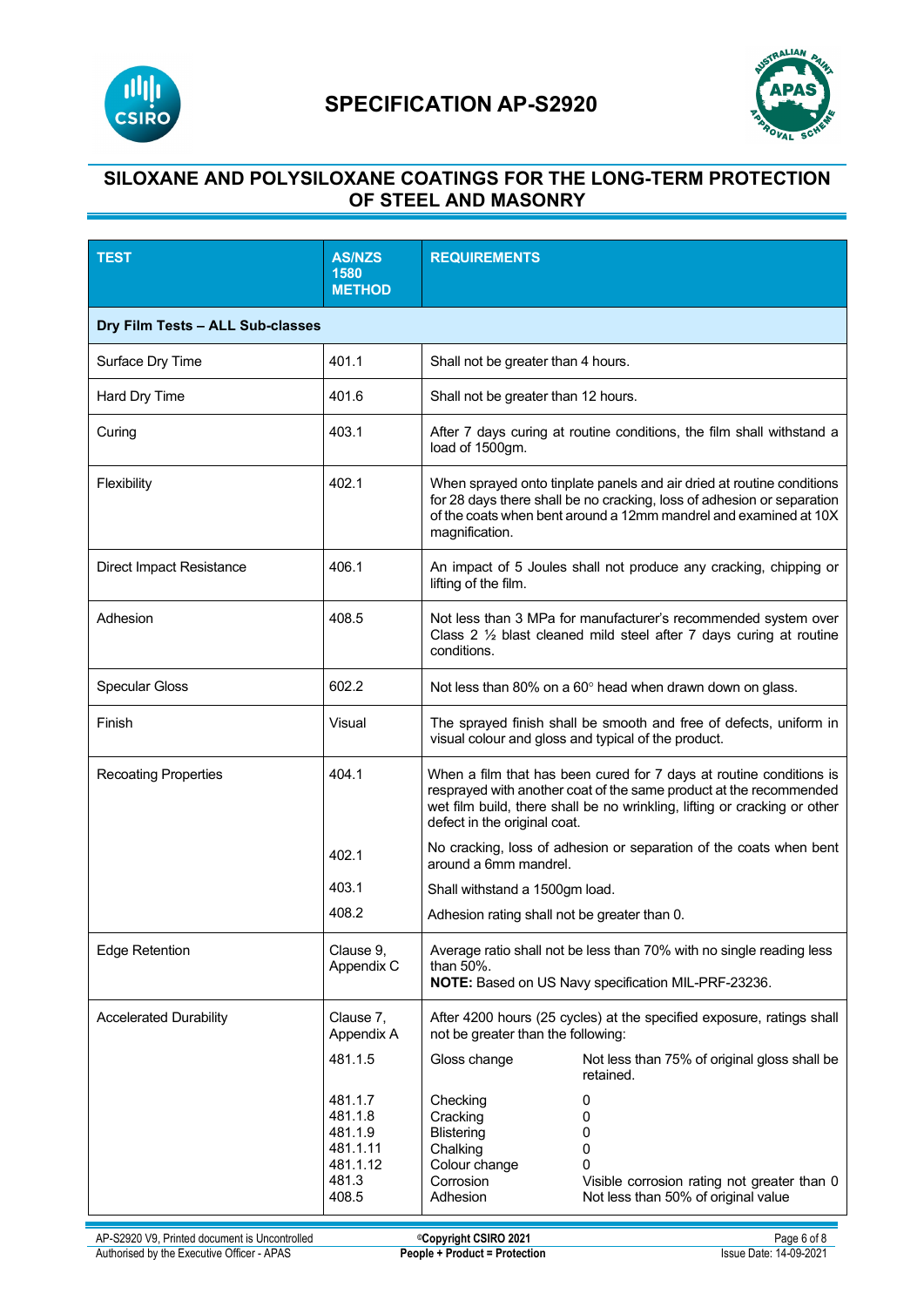# SPECIFICATION AP-S2920

## SILOXANE AND POLYSILOXANE COATINGS FOR THE LONG-TERM PROTECTION OF STEEL AND MASONRY

| TEST | AS/NZS 1580 METHOD | REQUIREMENTS | |
|---|---|---|---|
| **Dry Film Tests – ALL Sub-classes** | | | |
| Surface Dry Time | 401.1 | Shall not be greater than 4 hours. | |
| Hard Dry Time | 401.6 | Shall not be greater than 12 hours. | |
| Curing | 403.1 | After 7 days curing at routine conditions, the film shall withstand a load of 1500gm. | |
| Flexibility | 402.1 | When sprayed onto tinplate panels and air dried at routine conditions for 28 days there shall be no cracking, loss of adhesion or separation of the coats when bent around a 12mm mandrel and examined at 10X magnification. | |
| Direct Impact Resistance | 406.1 | An impact of 5 Joules shall not produce any cracking, chipping or lifting of the film. | |
| Adhesion | 408.5 | Not less than 3 MPa for manufacturer's recommended system over Class 2 ½ blast cleaned mild steel after 7 days curing at routine conditions. | |
| Specular Gloss | 602.2 | Not less than 80% on a 60° head when drawn down on glass. | |
| Finish | Visual | The sprayed finish shall be smooth and free of defects, uniform in visual colour and gloss and typical of the product. | |
| Recoating Properties | 404.1 | When a film that has been cured for 7 days at routine conditions is resprayed with another coat of the same product at the recommended wet film build, there shall be no wrinkling, lifting or cracking or other defect in the original coat. | |
| | 402.1 | No cracking, loss of adhesion or separation of the coats when bent around a 6mm mandrel. | |
| | 403.1 | Shall withstand a 1500gm load. | |
| | 408.2 | Adhesion rating shall not be greater than 0. | |
| Edge Retention | Clause 9, Appendix C | Average ratio shall not be less than 70% with no single reading less than 50%. **NOTE:** Based on US Navy specification MIL-PRF-23236. | |
| Accelerated Durability | Clause 7, Appendix A | After 4200 hours (25 cycles) at the specified exposure, ratings shall not be greater than the following: | |
| | 481.1.5 | Gloss change | Not less than 75% of original gloss shall be retained. |
| | 481.1.7 | Checking | 0 |
| | 481.1.8 | Cracking | 0 |
| | 481.1.9 | Blistering | 0 |
| | 481.1.11 | Chalking | 0 |
| | 481.1.12 | Colour change | 0 |
| | 481.3 | Corrosion | Visible corrosion rating not greater than 0 |
| | 408.5 | Adhesion | Not less than 50% of original value |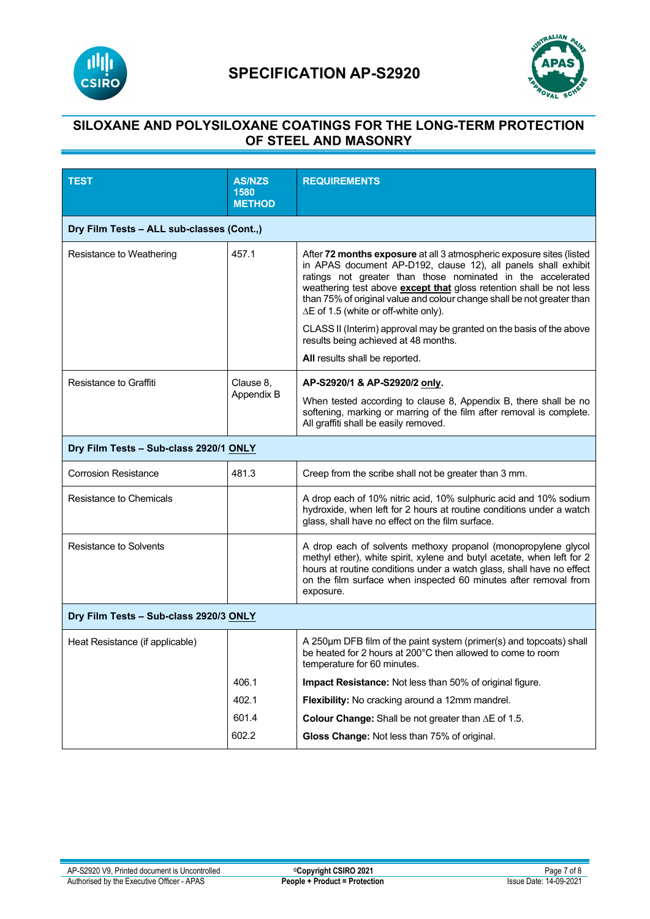# SPECIFICATION AP-S2920

## SILOXANE AND POLYSILOXANE COATINGS FOR THE LONG-TERM PROTECTION OF STEEL AND MASONRY

| TEST | AS/NZS 1580 METHOD | REQUIREMENTS |
|---|---|---|
| **Dry Film Tests – ALL sub-classes (Cont.,)** | | |
| Resistance to Weathering | 457.1 | After **72 months exposure** at all 3 atmospheric exposure sites (listed in APAS document AP-D192, clause 12), all panels shall exhibit ratings not greater than those nominated in the accelerated weathering test above **except that** gloss retention shall be not less than 75% of original value and colour change shall be not greater than ∆E of 1.5 (white or off-white only).<br><br>CLASS II (Interim) approval may be granted on the basis of the above results being achieved at 48 months.<br><br>**All** results shall be reported. |
| Resistance to Graffiti | Clause 8, Appendix B | **AP-S2920/1 & AP-S2920/2 only.**<br><br>When tested according to clause 8, Appendix B, there shall be no softening, marking or marring of the film after removal is complete. All graffiti shall be easily removed. |
| **Dry Film Tests – Sub-class 2920/1 ONLY** | | |
| Corrosion Resistance | 481.3 | Creep from the scribe shall not be greater than 3 mm. |
| Resistance to Chemicals | | A drop each of 10% nitric acid, 10% sulphuric acid and 10% sodium hydroxide, when left for 2 hours at routine conditions under a watch glass, shall have no effect on the film surface. |
| Resistance to Solvents | | A drop each of solvents methoxy propanol (monopropylene glycol methyl ether), white spirit, xylene and butyl acetate, when left for 2 hours at routine conditions under a watch glass, shall have no effect on the film surface when inspected 60 minutes after removal from exposure. |
| **Dry Film Tests – Sub-class 2920/3 ONLY** | | |
| Heat Resistance (if applicable) | | A 250µm DFB film of the paint system (primer(s) and topcoats) shall be heated for 2 hours at 200°C then allowed to come to room temperature for 60 minutes. |
| | 406.1 | **Impact Resistance:** Not less than 50% of original figure. |
| | 402.1 | **Flexibility:** No cracking around a 12mm mandrel. |
| | 601.4 | **Colour Change:** Shall be not greater than ∆E of 1.5. |
| | 602.2 | **Gloss Change:** Not less than 75% of original. |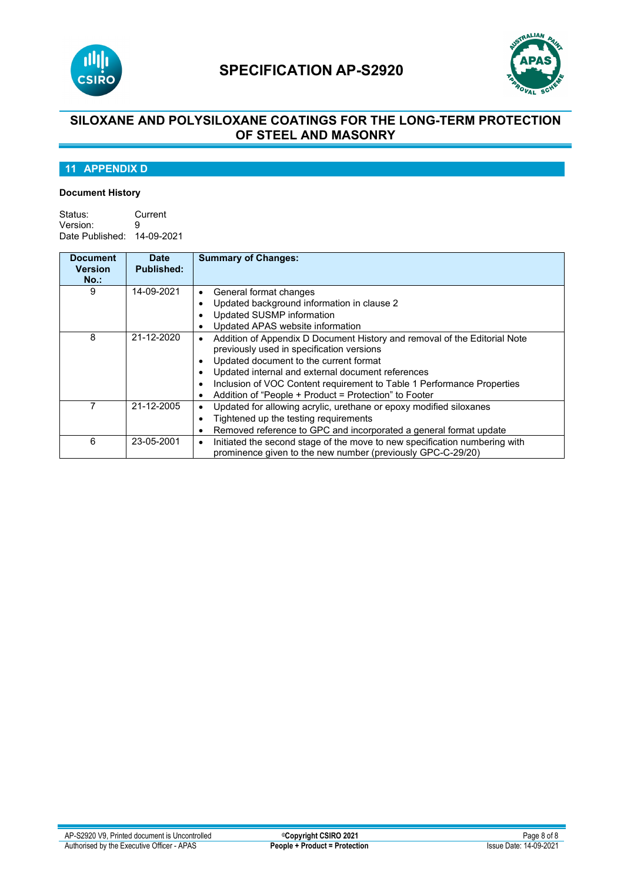## 11 APPENDIX D

**Document History**

Status: Current
Version: 9
Date Published: 14-09-2021

| Document Version No.: | Date Published: | Summary of Changes: |
|---|---|---|
| 9 | 14-09-2021 | • General format changes<br>• Updated background information in clause 2<br>• Updated SUSMP information<br>• Updated APAS website information |
| 8 | 21-12-2020 | • Addition of Appendix D Document History and removal of the Editorial Note previously used in specification versions<br>• Updated document to the current format<br>• Updated internal and external document references<br>• Inclusion of VOC Content requirement to Table 1 Performance Properties<br>• Addition of "People + Product = Protection" to Footer |
| 7 | 21-12-2005 | • Updated for allowing acrylic, urethane or epoxy modified siloxanes<br>• Tightened up the testing requirements<br>• Removed reference to GPC and incorporated a general format update |
| 6 | 23-05-2001 | • Initiated the second stage of the move to new specification numbering with prominence given to the new number (previously GPC-C-29/20) |